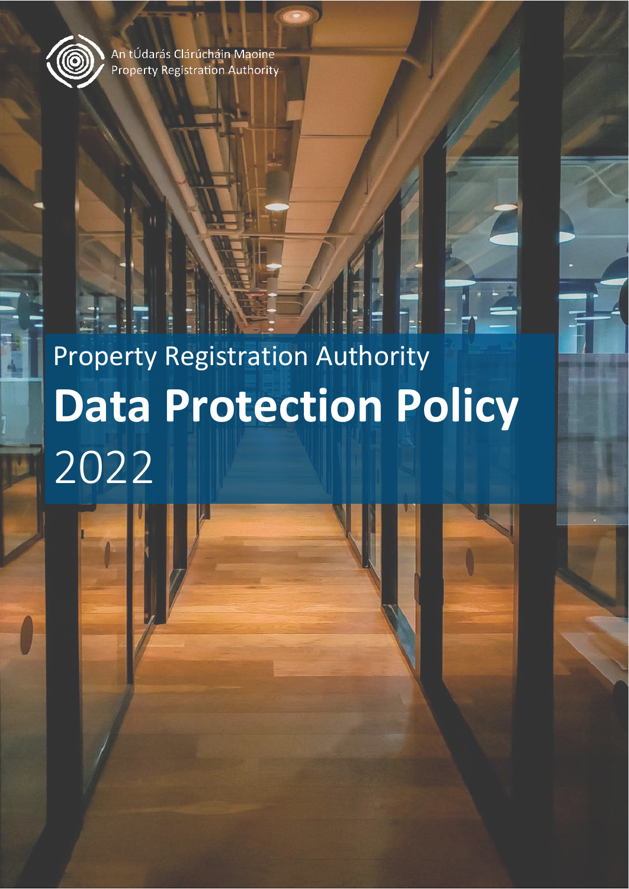An tÚdarás Clárúcháin Maoine
Property Registration Authority

# Property Registration Authority
# **Data Protection Policy**
# 2022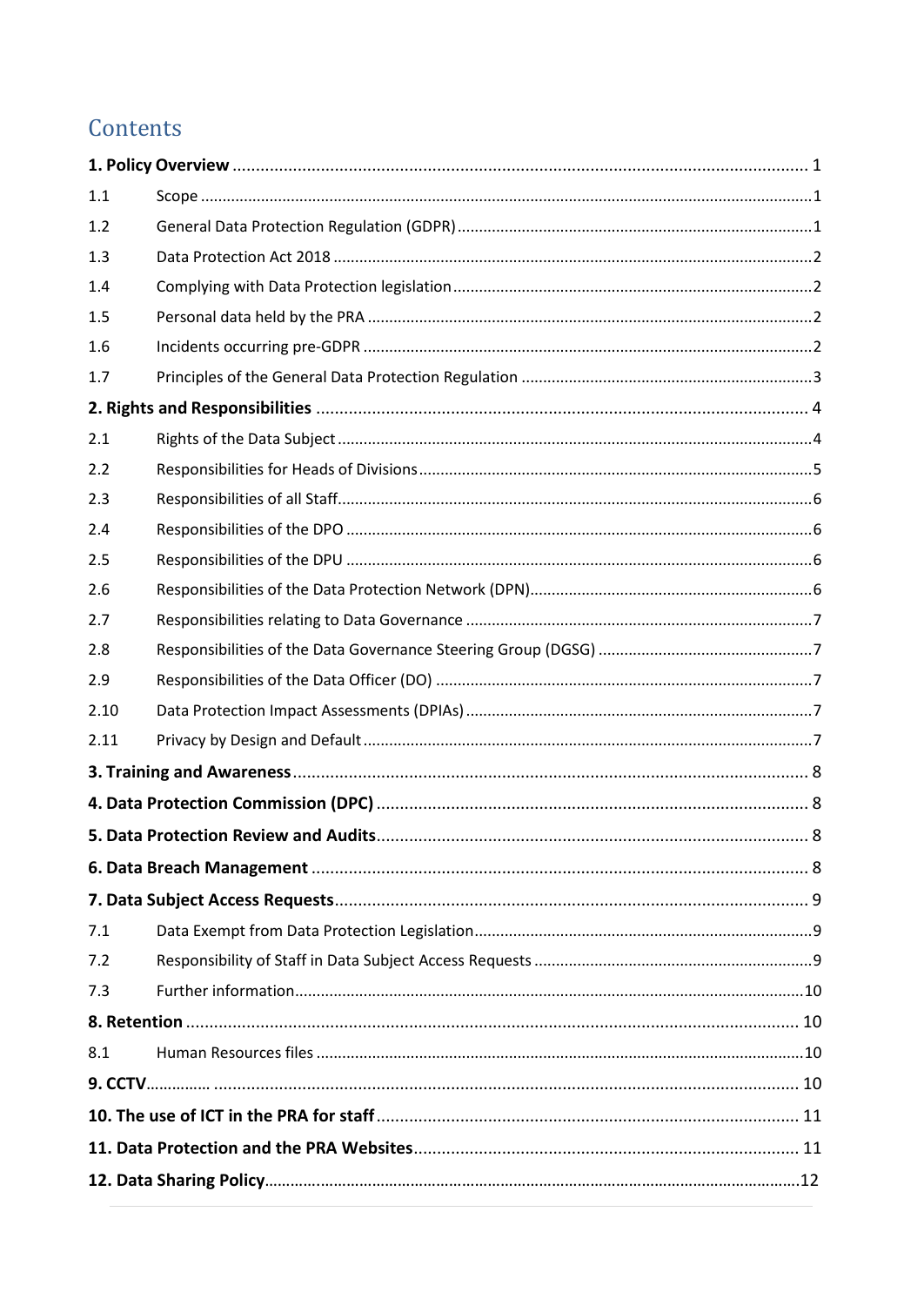# Contents

**1. Policy Overview** ........................................................................................................... 1

1.1 Scope .......................................................................................................................... 1

1.2 General Data Protection Regulation (GDPR) ................................................................. 1

1.3 Data Protection Act 2018 ............................................................................................. 2

1.4 Complying with Data Protection legislation .................................................................. 2

1.5 Personal data held by the PRA ..................................................................................... 2

1.6 Incidents occurring pre-GDPR ...................................................................................... 2

1.7 Principles of the General Data Protection Regulation .................................................. 3

**2. Rights and Responsibilities** ......................................................................................... 4

2.1 Rights of the Data Subject ............................................................................................ 4

2.2 Responsibilities for Heads of Divisions .......................................................................... 5

2.3 Responsibilities of all Staff ............................................................................................ 6

2.4 Responsibilities of the DPO .......................................................................................... 6

2.5 Responsibilities of the DPU .......................................................................................... 6

2.6 Responsibilities of the Data Protection Network (DPN) ................................................ 6

2.7 Responsibilities relating to Data Governance ............................................................... 7

2.8 Responsibilities of the Data Governance Steering Group (DGSG) ................................. 7

2.9 Responsibilities of the Data Officer (DO) ...................................................................... 7

2.10 Data Protection Impact Assessments (DPIAs) ............................................................... 7

2.11 Privacy by Design and Default ...................................................................................... 7

**3. Training and Awareness** .............................................................................................. 8

**4. Data Protection Commission (DPC)** ............................................................................ 8

**5. Data Protection Review and Audits** ............................................................................ 8

**6. Data Breach Management** .......................................................................................... 8

**7. Data Subject Access Requests** .................................................................................... 9

7.1 Data Exempt from Data Protection Legislation ............................................................. 9

7.2 Responsibility of Staff in Data Subject Access Requests ................................................ 9

7.3 Further information .................................................................................................... 10

**8. Retention** .................................................................................................................. 10

8.1 Human Resources files ............................................................................................... 10

**9. CCTV** .......................................................................................................................... 10

**10. The use of ICT in the PRA for staff** .......................................................................... 11

**11. Data Protection and the PRA Websites** ................................................................... 11

**12. Data Sharing Policy** ................................................................................................. 12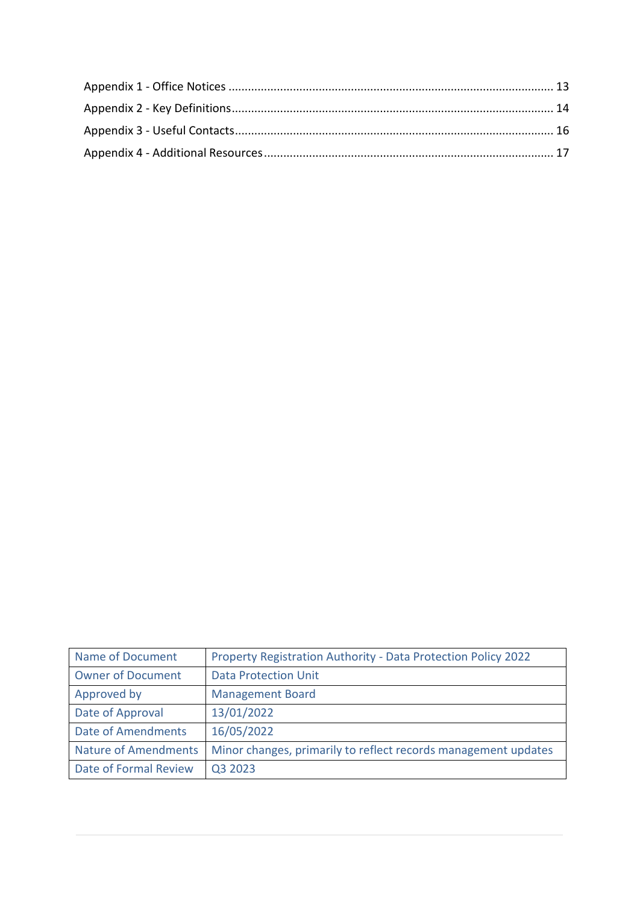Appendix 1 - Office Notices ........................................................................................................ 13

Appendix 2 - Key Definitions........................................................................................................ 14

Appendix 3 - Useful Contacts........................................................................................................ 16

Appendix 4 - Additional Resources............................................................................................... 17

| Name of Document | Property Registration Authority - Data Protection Policy 2022 |
|---|---|
| Owner of Document | Data Protection Unit |
| Approved by | Management Board |
| Date of Approval | 13/01/2022 |
| Date of Amendments | 16/05/2022 |
| Nature of Amendments | Minor changes, primarily to reflect records management updates |
| Date of Formal Review | Q3 2023 |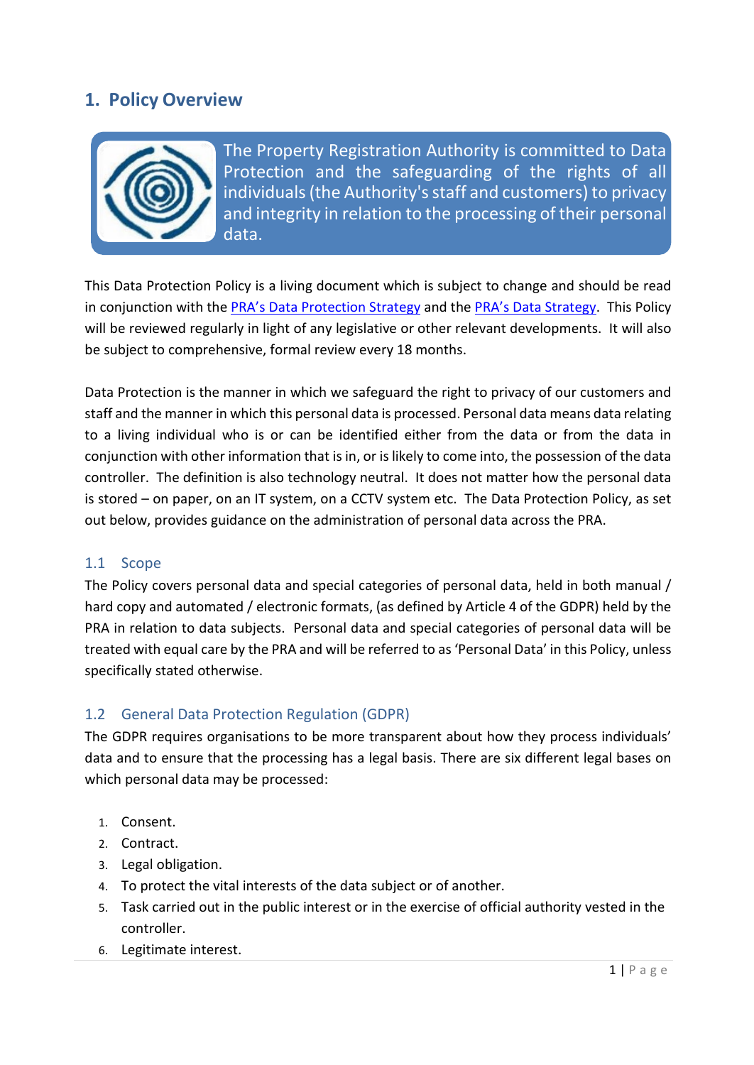# 1. Policy Overview

The Property Registration Authority is committed to Data Protection and the safeguarding of the rights of all individuals (the Authority's staff and customers) to privacy and integrity in relation to the processing of their personal data.

This Data Protection Policy is a living document which is subject to change and should be read in conjunction with the PRA's Data Protection Strategy and the PRA's Data Strategy. This Policy will be reviewed regularly in light of any legislative or other relevant developments. It will also be subject to comprehensive, formal review every 18 months.

Data Protection is the manner in which we safeguard the right to privacy of our customers and staff and the manner in which this personal data is processed. Personal data means data relating to a living individual who is or can be identified either from the data or from the data in conjunction with other information that is in, or is likely to come into, the possession of the data controller. The definition is also technology neutral. It does not matter how the personal data is stored – on paper, on an IT system, on a CCTV system etc. The Data Protection Policy, as set out below, provides guidance on the administration of personal data across the PRA.

## 1.1 Scope

The Policy covers personal data and special categories of personal data, held in both manual / hard copy and automated / electronic formats, (as defined by Article 4 of the GDPR) held by the PRA in relation to data subjects. Personal data and special categories of personal data will be treated with equal care by the PRA and will be referred to as 'Personal Data' in this Policy, unless specifically stated otherwise.

## 1.2 General Data Protection Regulation (GDPR)

The GDPR requires organisations to be more transparent about how they process individuals' data and to ensure that the processing has a legal basis. There are six different legal bases on which personal data may be processed:

1. Consent.
2. Contract.
3. Legal obligation.
4. To protect the vital interests of the data subject or of another.
5. Task carried out in the public interest or in the exercise of official authority vested in the controller.
6. Legitimate interest.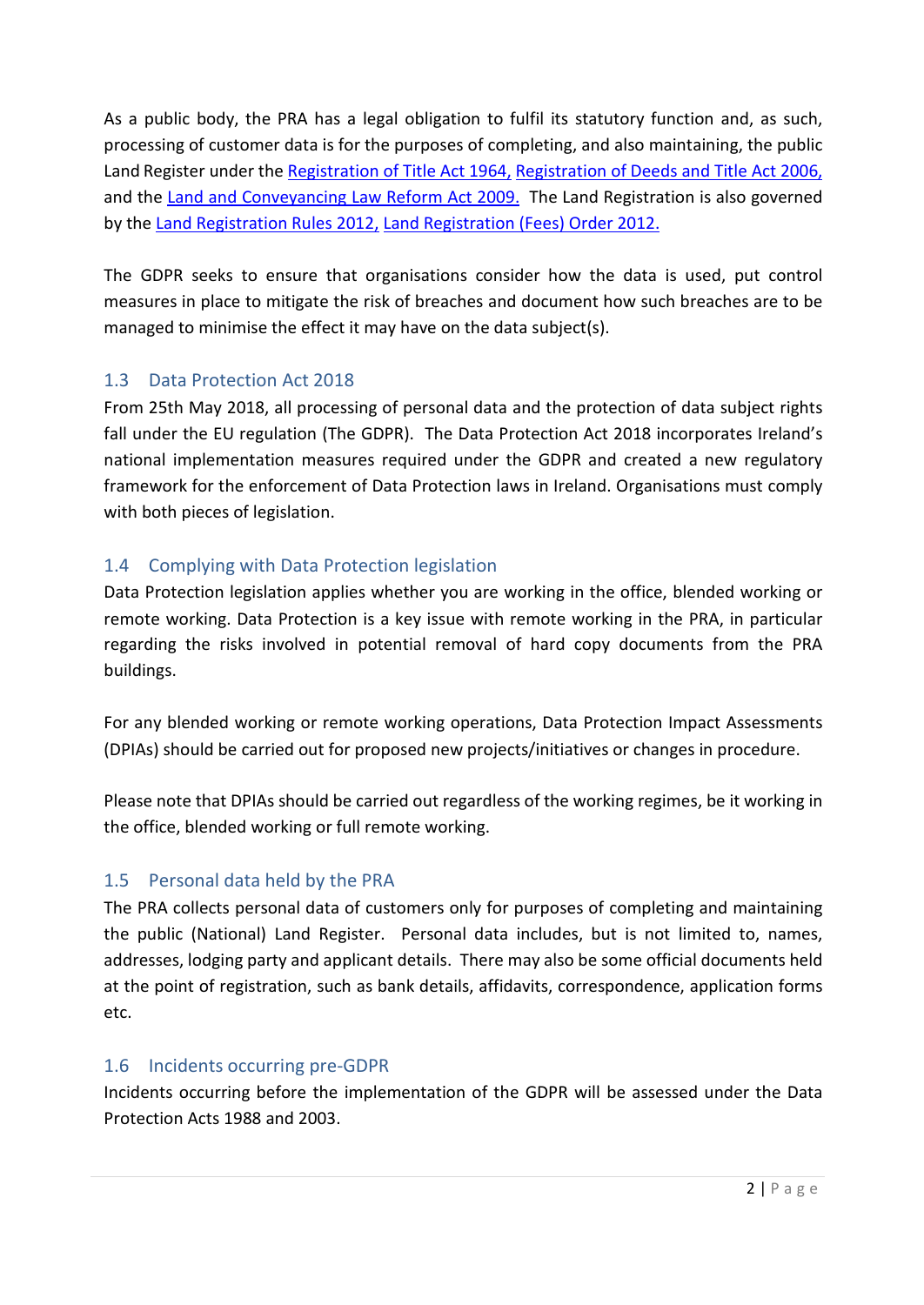As a public body, the PRA has a legal obligation to fulfil its statutory function and, as such, processing of customer data is for the purposes of completing, and also maintaining, the public Land Register under the Registration of Title Act 1964, Registration of Deeds and Title Act 2006, and the Land and Conveyancing Law Reform Act 2009. The Land Registration is also governed by the Land Registration Rules 2012, Land Registration (Fees) Order 2012.

The GDPR seeks to ensure that organisations consider how the data is used, put control measures in place to mitigate the risk of breaches and document how such breaches are to be managed to minimise the effect it may have on the data subject(s).

## 1.3 Data Protection Act 2018

From 25th May 2018, all processing of personal data and the protection of data subject rights fall under the EU regulation (The GDPR). The Data Protection Act 2018 incorporates Ireland's national implementation measures required under the GDPR and created a new regulatory framework for the enforcement of Data Protection laws in Ireland. Organisations must comply with both pieces of legislation.

## 1.4 Complying with Data Protection legislation

Data Protection legislation applies whether you are working in the office, blended working or remote working. Data Protection is a key issue with remote working in the PRA, in particular regarding the risks involved in potential removal of hard copy documents from the PRA buildings.

For any blended working or remote working operations, Data Protection Impact Assessments (DPIAs) should be carried out for proposed new projects/initiatives or changes in procedure.

Please note that DPIAs should be carried out regardless of the working regimes, be it working in the office, blended working or full remote working.

## 1.5 Personal data held by the PRA

The PRA collects personal data of customers only for purposes of completing and maintaining the public (National) Land Register. Personal data includes, but is not limited to, names, addresses, lodging party and applicant details. There may also be some official documents held at the point of registration, such as bank details, affidavits, correspondence, application forms etc.

## 1.6 Incidents occurring pre-GDPR

Incidents occurring before the implementation of the GDPR will be assessed under the Data Protection Acts 1988 and 2003.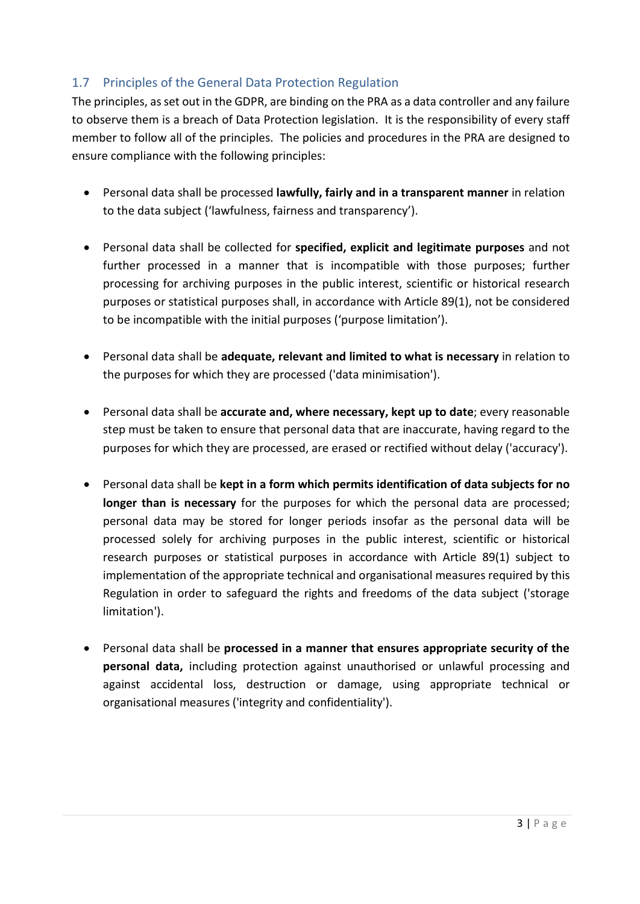## 1.7 Principles of the General Data Protection Regulation

The principles, as set out in the GDPR, are binding on the PRA as a data controller and any failure to observe them is a breach of Data Protection legislation. It is the responsibility of every staff member to follow all of the principles. The policies and procedures in the PRA are designed to ensure compliance with the following principles:

- Personal data shall be processed **lawfully, fairly and in a transparent manner** in relation to the data subject ('lawfulness, fairness and transparency').

- Personal data shall be collected for **specified, explicit and legitimate purposes** and not further processed in a manner that is incompatible with those purposes; further processing for archiving purposes in the public interest, scientific or historical research purposes or statistical purposes shall, in accordance with Article 89(1), not be considered to be incompatible with the initial purposes ('purpose limitation').

- Personal data shall be **adequate, relevant and limited to what is necessary** in relation to the purposes for which they are processed ('data minimisation').

- Personal data shall be **accurate and, where necessary, kept up to date**; every reasonable step must be taken to ensure that personal data that are inaccurate, having regard to the purposes for which they are processed, are erased or rectified without delay ('accuracy').

- Personal data shall be **kept in a form which permits identification of data subjects for no longer than is necessary** for the purposes for which the personal data are processed; personal data may be stored for longer periods insofar as the personal data will be processed solely for archiving purposes in the public interest, scientific or historical research purposes or statistical purposes in accordance with Article 89(1) subject to implementation of the appropriate technical and organisational measures required by this Regulation in order to safeguard the rights and freedoms of the data subject ('storage limitation').

- Personal data shall be **processed in a manner that ensures appropriate security of the personal data,** including protection against unauthorised or unlawful processing and against accidental loss, destruction or damage, using appropriate technical or organisational measures ('integrity and confidentiality').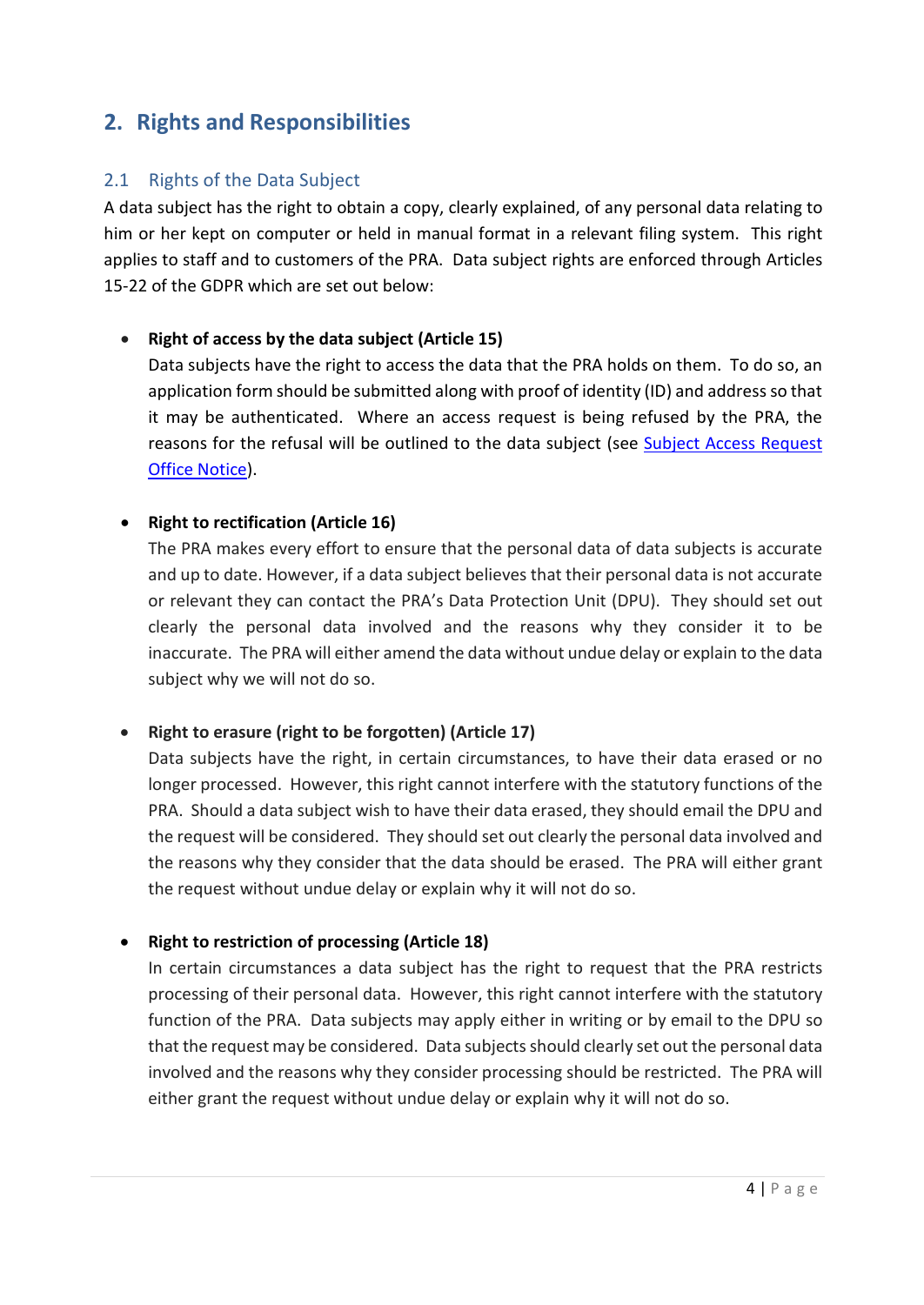## 2. Rights and Responsibilities

### 2.1 Rights of the Data Subject

A data subject has the right to obtain a copy, clearly explained, of any personal data relating to him or her kept on computer or held in manual format in a relevant filing system. This right applies to staff and to customers of the PRA. Data subject rights are enforced through Articles 15-22 of the GDPR which are set out below:

- **Right of access by the data subject (Article 15)**
  Data subjects have the right to access the data that the PRA holds on them. To do so, an application form should be submitted along with proof of identity (ID) and address so that it may be authenticated. Where an access request is being refused by the PRA, the reasons for the refusal will be outlined to the data subject (see Subject Access Request Office Notice).

- **Right to rectification (Article 16)**
  The PRA makes every effort to ensure that the personal data of data subjects is accurate and up to date. However, if a data subject believes that their personal data is not accurate or relevant they can contact the PRA's Data Protection Unit (DPU). They should set out clearly the personal data involved and the reasons why they consider it to be inaccurate. The PRA will either amend the data without undue delay or explain to the data subject why we will not do so.

- **Right to erasure (right to be forgotten) (Article 17)**
  Data subjects have the right, in certain circumstances, to have their data erased or no longer processed. However, this right cannot interfere with the statutory functions of the PRA. Should a data subject wish to have their data erased, they should email the DPU and the request will be considered. They should set out clearly the personal data involved and the reasons why they consider that the data should be erased. The PRA will either grant the request without undue delay or explain why it will not do so.

- **Right to restriction of processing (Article 18)**
  In certain circumstances a data subject has the right to request that the PRA restricts processing of their personal data. However, this right cannot interfere with the statutory function of the PRA. Data subjects may apply either in writing or by email to the DPU so that the request may be considered. Data subjects should clearly set out the personal data involved and the reasons why they consider processing should be restricted. The PRA will either grant the request without undue delay or explain why it will not do so.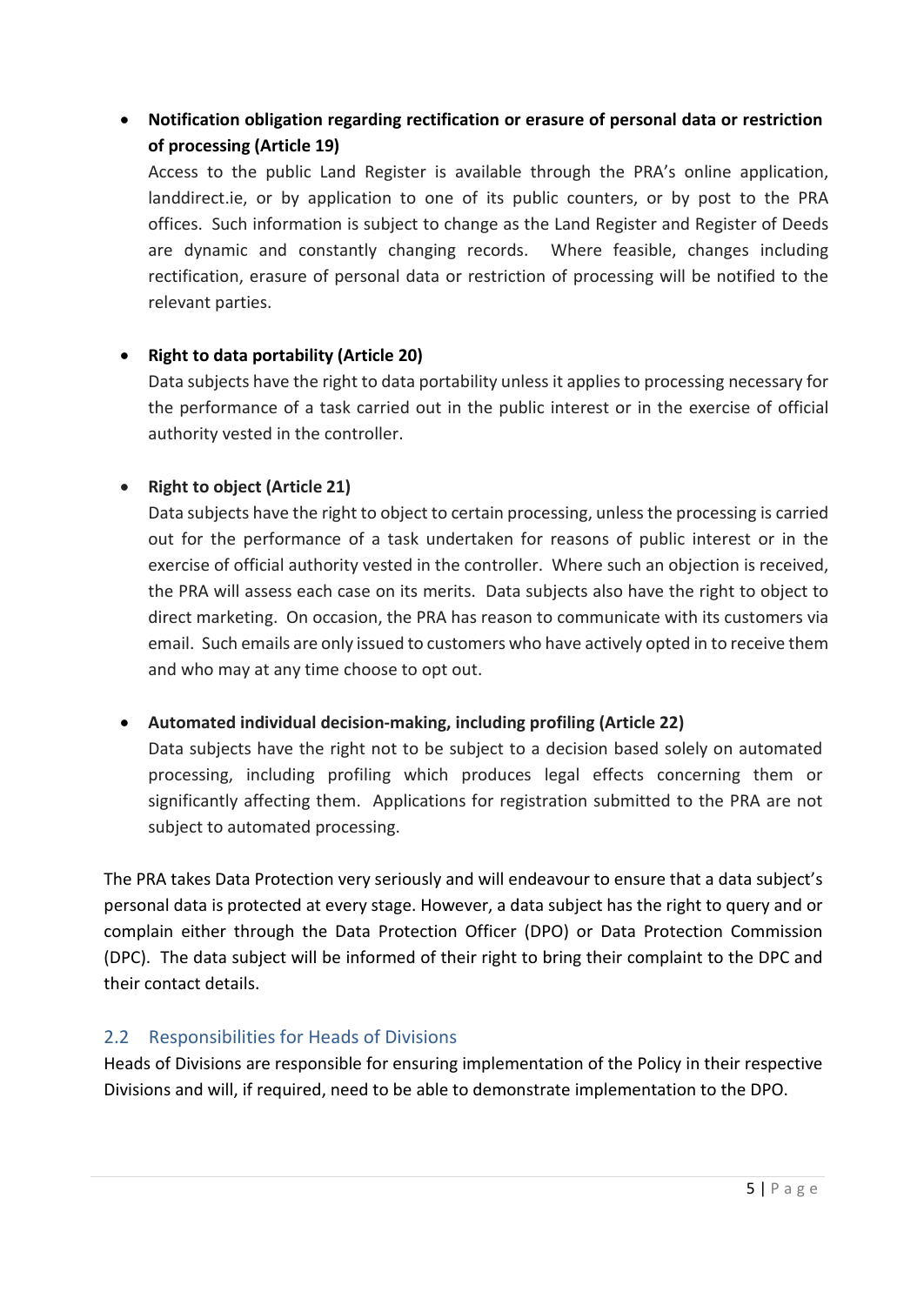- **Notification obligation regarding rectification or erasure of personal data or restriction of processing (Article 19)**
  Access to the public Land Register is available through the PRA's online application, landdirect.ie, or by application to one of its public counters, or by post to the PRA offices. Such information is subject to change as the Land Register and Register of Deeds are dynamic and constantly changing records. Where feasible, changes including rectification, erasure of personal data or restriction of processing will be notified to the relevant parties.

- **Right to data portability (Article 20)**
  Data subjects have the right to data portability unless it applies to processing necessary for the performance of a task carried out in the public interest or in the exercise of official authority vested in the controller.

- **Right to object (Article 21)**
  Data subjects have the right to object to certain processing, unless the processing is carried out for the performance of a task undertaken for reasons of public interest or in the exercise of official authority vested in the controller. Where such an objection is received, the PRA will assess each case on its merits. Data subjects also have the right to object to direct marketing. On occasion, the PRA has reason to communicate with its customers via email. Such emails are only issued to customers who have actively opted in to receive them and who may at any time choose to opt out.

- **Automated individual decision-making, including profiling (Article 22)**
  Data subjects have the right not to be subject to a decision based solely on automated processing, including profiling which produces legal effects concerning them or significantly affecting them. Applications for registration submitted to the PRA are not subject to automated processing.

The PRA takes Data Protection very seriously and will endeavour to ensure that a data subject's personal data is protected at every stage. However, a data subject has the right to query and or complain either through the Data Protection Officer (DPO) or Data Protection Commission (DPC). The data subject will be informed of their right to bring their complaint to the DPC and their contact details.

## 2.2 Responsibilities for Heads of Divisions

Heads of Divisions are responsible for ensuring implementation of the Policy in their respective Divisions and will, if required, need to be able to demonstrate implementation to the DPO.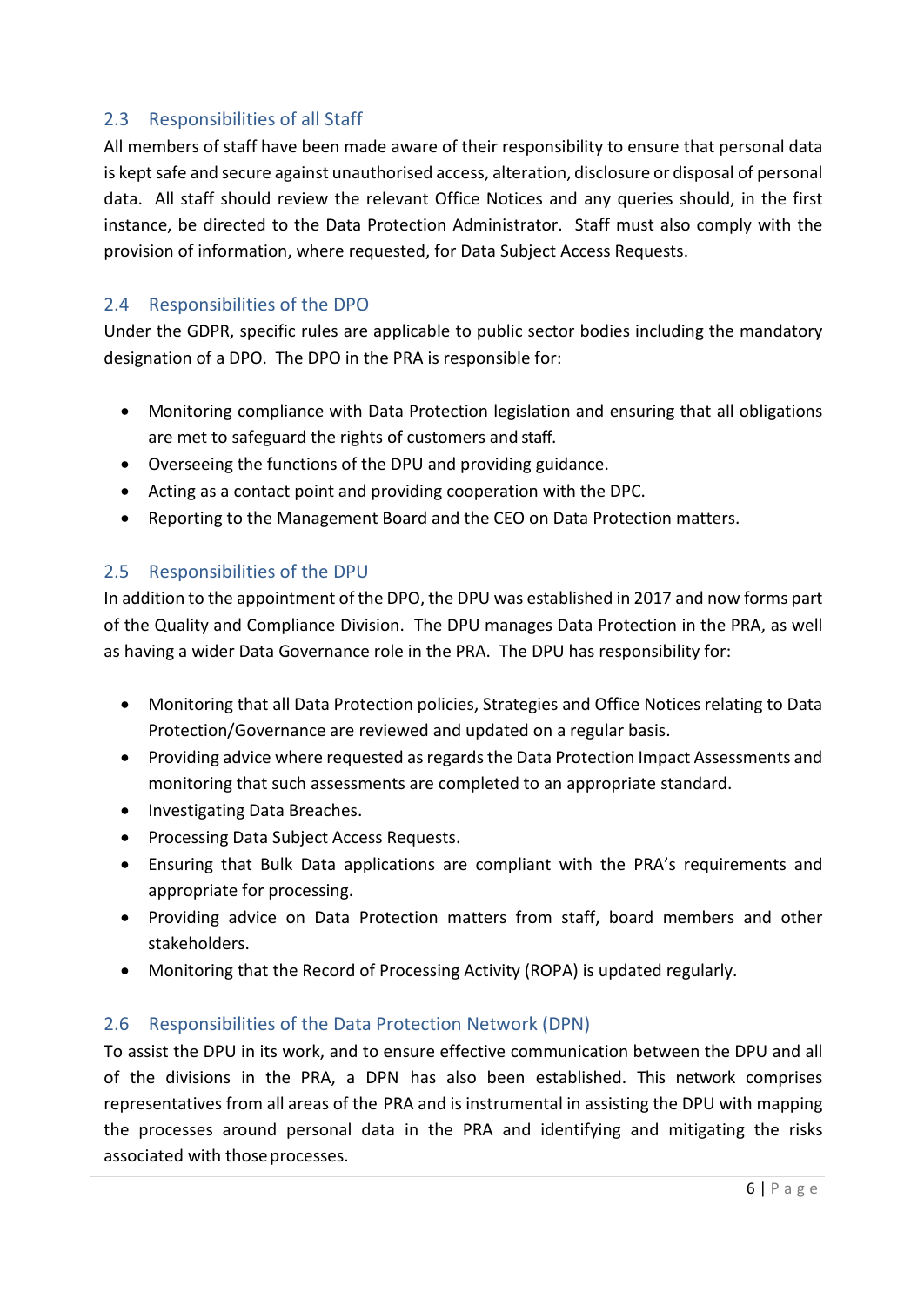## 2.3 Responsibilities of all Staff

All members of staff have been made aware of their responsibility to ensure that personal data is kept safe and secure against unauthorised access, alteration, disclosure or disposal of personal data. All staff should review the relevant Office Notices and any queries should, in the first instance, be directed to the Data Protection Administrator. Staff must also comply with the provision of information, where requested, for Data Subject Access Requests.

## 2.4 Responsibilities of the DPO

Under the GDPR, specific rules are applicable to public sector bodies including the mandatory designation of a DPO. The DPO in the PRA is responsible for:

- Monitoring compliance with Data Protection legislation and ensuring that all obligations are met to safeguard the rights of customers and staff.
- Overseeing the functions of the DPU and providing guidance.
- Acting as a contact point and providing cooperation with the DPC.
- Reporting to the Management Board and the CEO on Data Protection matters.

## 2.5 Responsibilities of the DPU

In addition to the appointment of the DPO, the DPU was established in 2017 and now forms part of the Quality and Compliance Division. The DPU manages Data Protection in the PRA, as well as having a wider Data Governance role in the PRA. The DPU has responsibility for:

- Monitoring that all Data Protection policies, Strategies and Office Notices relating to Data Protection/Governance are reviewed and updated on a regular basis.
- Providing advice where requested as regards the Data Protection Impact Assessments and monitoring that such assessments are completed to an appropriate standard.
- Investigating Data Breaches.
- Processing Data Subject Access Requests.
- Ensuring that Bulk Data applications are compliant with the PRA's requirements and appropriate for processing.
- Providing advice on Data Protection matters from staff, board members and other stakeholders.
- Monitoring that the Record of Processing Activity (ROPA) is updated regularly.

## 2.6 Responsibilities of the Data Protection Network (DPN)

To assist the DPU in its work, and to ensure effective communication between the DPU and all of the divisions in the PRA, a DPN has also been established. This network comprises representatives from all areas of the PRA and is instrumental in assisting the DPU with mapping the processes around personal data in the PRA and identifying and mitigating the risks associated with those processes.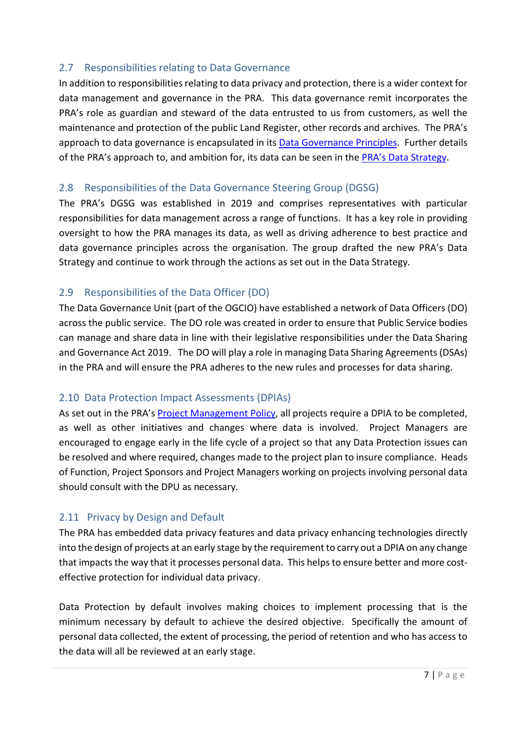## 2.7 Responsibilities relating to Data Governance

In addition to responsibilities relating to data privacy and protection, there is a wider context for data management and governance in the PRA. This data governance remit incorporates the PRA's role as guardian and steward of the data entrusted to us from customers, as well the maintenance and protection of the public Land Register, other records and archives. The PRA's approach to data governance is encapsulated in its [Data Governance Principles]. Further details of the PRA's approach to, and ambition for, its data can be seen in the [PRA's Data Strategy].

## 2.8 Responsibilities of the Data Governance Steering Group (DGSG)

The PRA's DGSG was established in 2019 and comprises representatives with particular responsibilities for data management across a range of functions. It has a key role in providing oversight to how the PRA manages its data, as well as driving adherence to best practice and data governance principles across the organisation. The group drafted the new PRA's Data Strategy and continue to work through the actions as set out in the Data Strategy.

## 2.9 Responsibilities of the Data Officer (DO)

The Data Governance Unit (part of the OGCIO) have established a network of Data Officers (DO) across the public service. The DO role was created in order to ensure that Public Service bodies can manage and share data in line with their legislative responsibilities under the Data Sharing and Governance Act 2019. The DO will play a role in managing Data Sharing Agreements (DSAs) in the PRA and will ensure the PRA adheres to the new rules and processes for data sharing.

## 2.10 Data Protection Impact Assessments (DPIAs)

As set out in the PRA's [Project Management Policy], all projects require a DPIA to be completed, as well as other initiatives and changes where data is involved. Project Managers are encouraged to engage early in the life cycle of a project so that any Data Protection issues can be resolved and where required, changes made to the project plan to insure compliance. Heads of Function, Project Sponsors and Project Managers working on projects involving personal data should consult with the DPU as necessary.

## 2.11 Privacy by Design and Default

The PRA has embedded data privacy features and data privacy enhancing technologies directly into the design of projects at an early stage by the requirement to carry out a DPIA on any change that impacts the way that it processes personal data. This helps to ensure better and more cost-effective protection for individual data privacy.

Data Protection by default involves making choices to implement processing that is the minimum necessary by default to achieve the desired objective. Specifically the amount of personal data collected, the extent of processing, the period of retention and who has access to the data will all be reviewed at an early stage.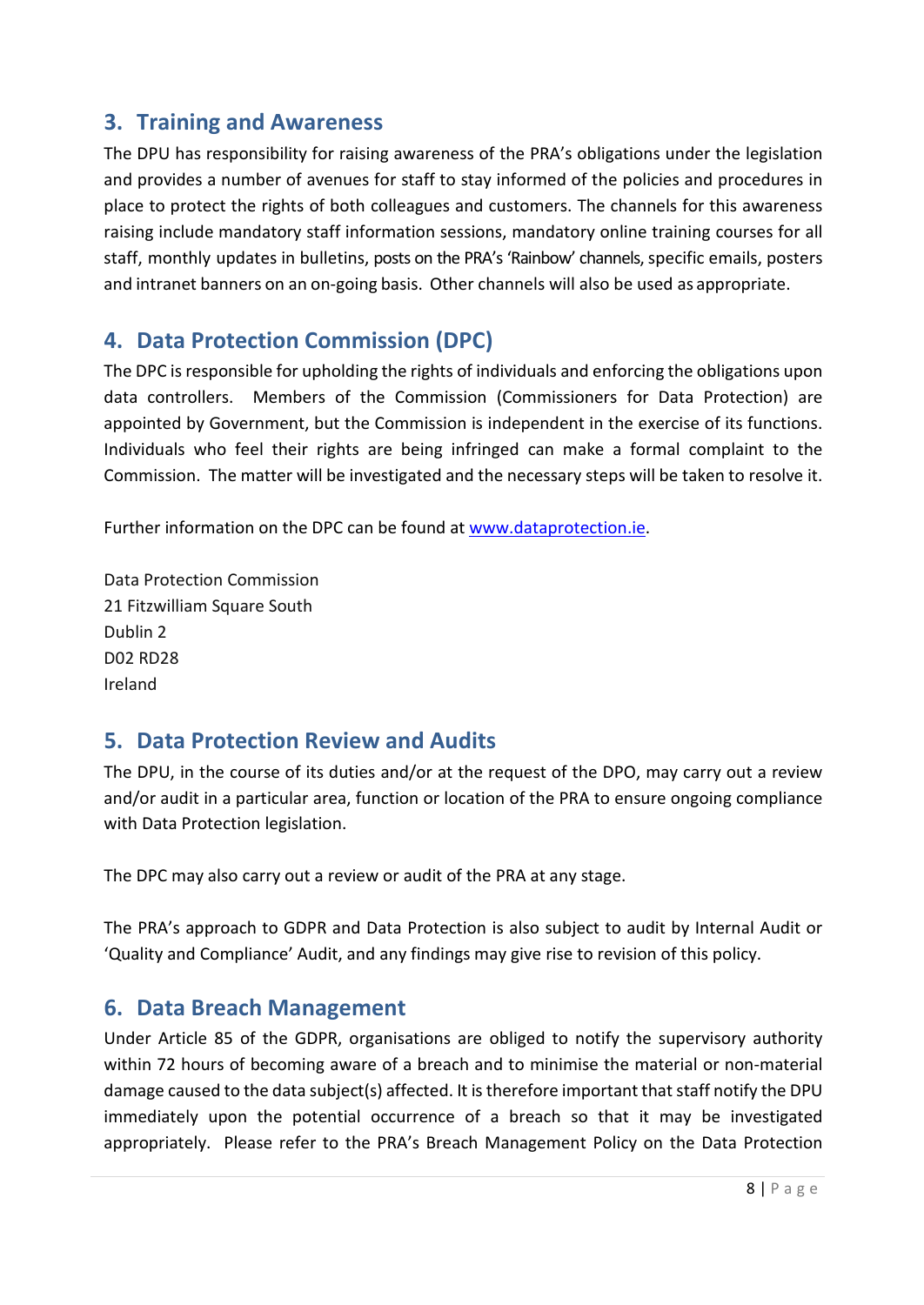## 3. Training and Awareness

The DPU has responsibility for raising awareness of the PRA's obligations under the legislation and provides a number of avenues for staff to stay informed of the policies and procedures in place to protect the rights of both colleagues and customers. The channels for this awareness raising include mandatory staff information sessions, mandatory online training courses for all staff, monthly updates in bulletins, posts on the PRA's 'Rainbow' channels, specific emails, posters and intranet banners on an on-going basis. Other channels will also be used as appropriate.

## 4. Data Protection Commission (DPC)

The DPC is responsible for upholding the rights of individuals and enforcing the obligations upon data controllers. Members of the Commission (Commissioners for Data Protection) are appointed by Government, but the Commission is independent in the exercise of its functions. Individuals who feel their rights are being infringed can make a formal complaint to the Commission. The matter will be investigated and the necessary steps will be taken to resolve it.

Further information on the DPC can be found at [www.dataprotection.ie](http://www.dataprotection.ie).

Data Protection Commission
21 Fitzwilliam Square South
Dublin 2
D02 RD28
Ireland

## 5. Data Protection Review and Audits

The DPU, in the course of its duties and/or at the request of the DPO, may carry out a review and/or audit in a particular area, function or location of the PRA to ensure ongoing compliance with Data Protection legislation.

The DPC may also carry out a review or audit of the PRA at any stage.

The PRA's approach to GDPR and Data Protection is also subject to audit by Internal Audit or 'Quality and Compliance' Audit, and any findings may give rise to revision of this policy.

## 6. Data Breach Management

Under Article 85 of the GDPR, organisations are obliged to notify the supervisory authority within 72 hours of becoming aware of a breach and to minimise the material or non-material damage caused to the data subject(s) affected. It is therefore important that staff notify the DPU immediately upon the potential occurrence of a breach so that it may be investigated appropriately. Please refer to the PRA's Breach Management Policy on the Data Protection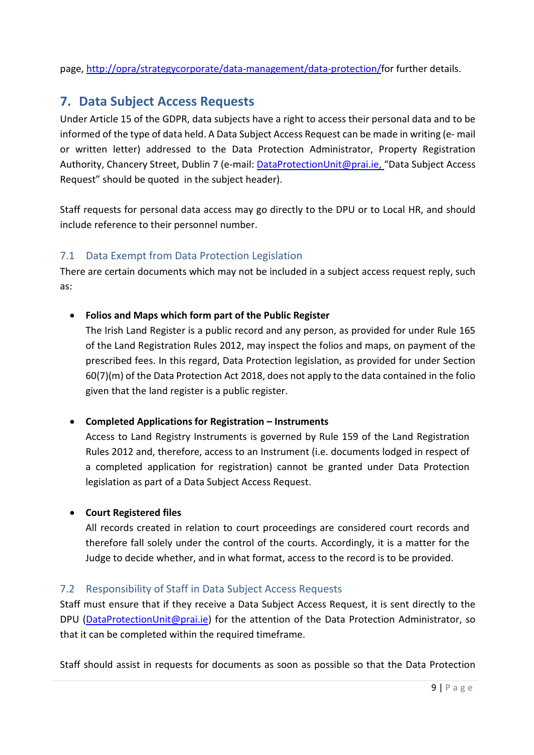page, http://opra/strategycorporate/data-management/data-protection/for further details.

## 7. Data Subject Access Requests

Under Article 15 of the GDPR, data subjects have a right to access their personal data and to be informed of the type of data held. A Data Subject Access Request can be made in writing (e- mail or written letter) addressed to the Data Protection Administrator, Property Registration Authority, Chancery Street, Dublin 7 (e-mail: DataProtectionUnit@prai.ie, "Data Subject Access Request" should be quoted in the subject header).

Staff requests for personal data access may go directly to the DPU or to Local HR, and should include reference to their personnel number.

### 7.1 Data Exempt from Data Protection Legislation

There are certain documents which may not be included in a subject access request reply, such as:

- **Folios and Maps which form part of the Public Register**
  The Irish Land Register is a public record and any person, as provided for under Rule 165 of the Land Registration Rules 2012, may inspect the folios and maps, on payment of the prescribed fees. In this regard, Data Protection legislation, as provided for under Section 60(7)(m) of the Data Protection Act 2018, does not apply to the data contained in the folio given that the land register is a public register.

- **Completed Applications for Registration – Instruments**
  Access to Land Registry Instruments is governed by Rule 159 of the Land Registration Rules 2012 and, therefore, access to an Instrument (i.e. documents lodged in respect of a completed application for registration) cannot be granted under Data Protection legislation as part of a Data Subject Access Request.

- **Court Registered files**
  All records created in relation to court proceedings are considered court records and therefore fall solely under the control of the courts. Accordingly, it is a matter for the Judge to decide whether, and in what format, access to the record is to be provided.

### 7.2 Responsibility of Staff in Data Subject Access Requests

Staff must ensure that if they receive a Data Subject Access Request, it is sent directly to the DPU (DataProtectionUnit@prai.ie) for the attention of the Data Protection Administrator, so that it can be completed within the required timeframe.

Staff should assist in requests for documents as soon as possible so that the Data Protection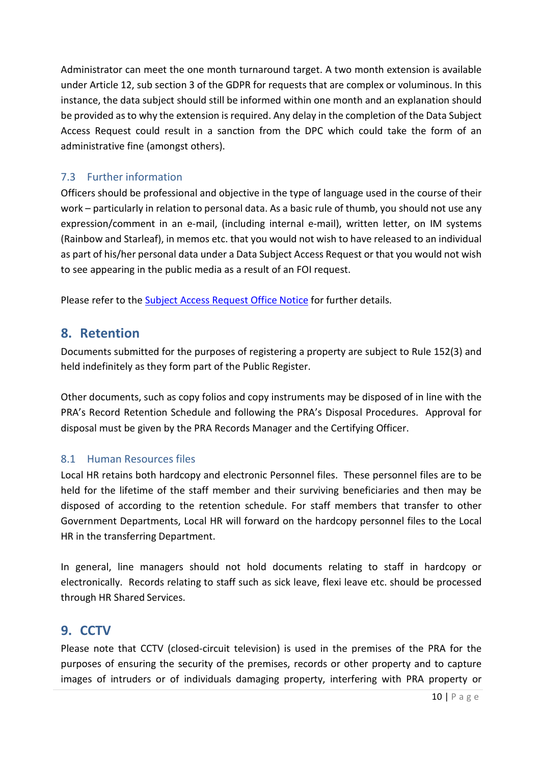Administrator can meet the one month turnaround target. A two month extension is available under Article 12, sub section 3 of the GDPR for requests that are complex or voluminous. In this instance, the data subject should still be informed within one month and an explanation should be provided as to why the extension is required. Any delay in the completion of the Data Subject Access Request could result in a sanction from the DPC which could take the form of an administrative fine (amongst others).

### 7.3 Further information

Officers should be professional and objective in the type of language used in the course of their work – particularly in relation to personal data. As a basic rule of thumb, you should not use any expression/comment in an e-mail, (including internal e-mail), written letter, on IM systems (Rainbow and Starleaf), in memos etc. that you would not wish to have released to an individual as part of his/her personal data under a Data Subject Access Request or that you would not wish to see appearing in the public media as a result of an FOI request.

Please refer to the Subject Access Request Office Notice for further details.

## 8. Retention

Documents submitted for the purposes of registering a property are subject to Rule 152(3) and held indefinitely as they form part of the Public Register.

Other documents, such as copy folios and copy instruments may be disposed of in line with the PRA's Record Retention Schedule and following the PRA's Disposal Procedures. Approval for disposal must be given by the PRA Records Manager and the Certifying Officer.

### 8.1 Human Resources files

Local HR retains both hardcopy and electronic Personnel files. These personnel files are to be held for the lifetime of the staff member and their surviving beneficiaries and then may be disposed of according to the retention schedule. For staff members that transfer to other Government Departments, Local HR will forward on the hardcopy personnel files to the Local HR in the transferring Department.

In general, line managers should not hold documents relating to staff in hardcopy or electronically. Records relating to staff such as sick leave, flexi leave etc. should be processed through HR Shared Services.

## 9. CCTV

Please note that CCTV (closed-circuit television) is used in the premises of the PRA for the purposes of ensuring the security of the premises, records or other property and to capture images of intruders or of individuals damaging property, interfering with PRA property or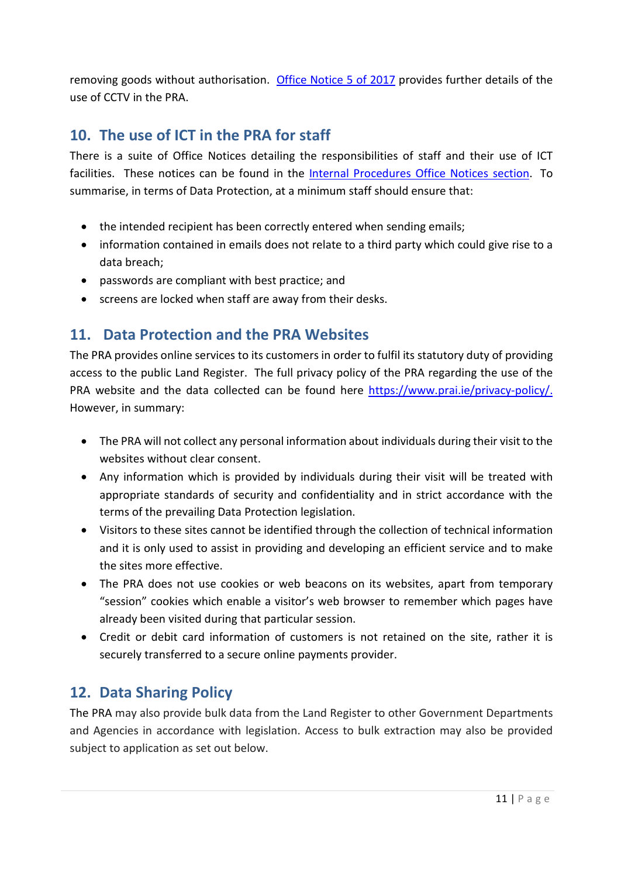removing goods without authorisation. [Office Notice 5 of 2017](#) provides further details of the use of CCTV in the PRA.

## 10. The use of ICT in the PRA for staff

There is a suite of Office Notices detailing the responsibilities of staff and their use of ICT facilities. These notices can be found in the [Internal Procedures Office Notices section](#). To summarise, in terms of Data Protection, at a minimum staff should ensure that:

- the intended recipient has been correctly entered when sending emails;
- information contained in emails does not relate to a third party which could give rise to a data breach;
- passwords are compliant with best practice; and
- screens are locked when staff are away from their desks.

## 11. Data Protection and the PRA Websites

The PRA provides online services to its customers in order to fulfil its statutory duty of providing access to the public Land Register. The full privacy policy of the PRA regarding the use of the PRA website and the data collected can be found here https://www.prai.ie/privacy-policy/. However, in summary:

- The PRA will not collect any personal information about individuals during their visit to the websites without clear consent.
- Any information which is provided by individuals during their visit will be treated with appropriate standards of security and confidentiality and in strict accordance with the terms of the prevailing Data Protection legislation.
- Visitors to these sites cannot be identified through the collection of technical information and it is only used to assist in providing and developing an efficient service and to make the sites more effective.
- The PRA does not use cookies or web beacons on its websites, apart from temporary "session" cookies which enable a visitor's web browser to remember which pages have already been visited during that particular session.
- Credit or debit card information of customers is not retained on the site, rather it is securely transferred to a secure online payments provider.

## 12. Data Sharing Policy

The PRA may also provide bulk data from the Land Register to other Government Departments and Agencies in accordance with legislation. Access to bulk extraction may also be provided subject to application as set out below.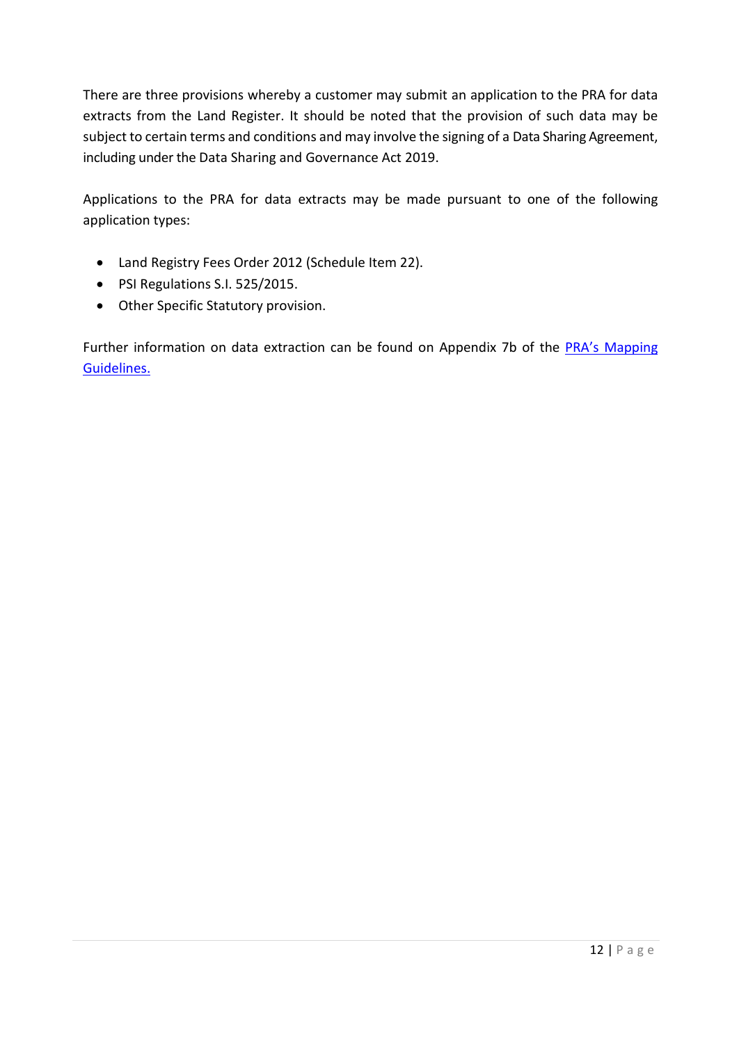There are three provisions whereby a customer may submit an application to the PRA for data extracts from the Land Register. It should be noted that the provision of such data may be subject to certain terms and conditions and may involve the signing of a Data Sharing Agreement, including under the Data Sharing and Governance Act 2019.

Applications to the PRA for data extracts may be made pursuant to one of the following application types:

- Land Registry Fees Order 2012 (Schedule Item 22).
- PSI Regulations S.I. 525/2015.
- Other Specific Statutory provision.

Further information on data extraction can be found on Appendix 7b of the PRA's Mapping Guidelines.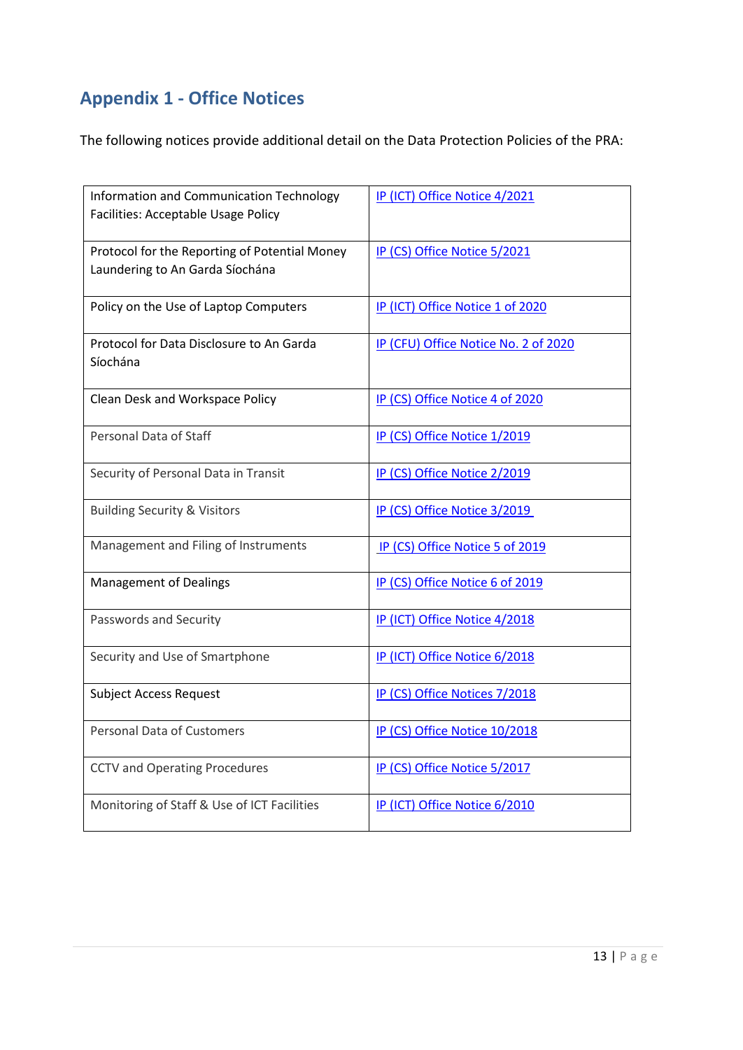## Appendix 1 - Office Notices

The following notices provide additional detail on the Data Protection Policies of the PRA:

| | |
|---|---|
| Information and Communication Technology Facilities: Acceptable Usage Policy | IP (ICT) Office Notice 4/2021 |
| Protocol for the Reporting of Potential Money Laundering to An Garda Síochána | IP (CS) Office Notice 5/2021 |
| Policy on the Use of Laptop Computers | IP (ICT) Office Notice 1 of 2020 |
| Protocol for Data Disclosure to An Garda Síochána | IP (CFU) Office Notice No. 2 of 2020 |
| Clean Desk and Workspace Policy | IP (CS) Office Notice 4 of 2020 |
| Personal Data of Staff | IP (CS) Office Notice 1/2019 |
| Security of Personal Data in Transit | IP (CS) Office Notice 2/2019 |
| Building Security & Visitors | IP (CS) Office Notice 3/2019 |
| Management and Filing of Instruments | IP (CS) Office Notice 5 of 2019 |
| Management of Dealings | IP (CS) Office Notice 6 of 2019 |
| Passwords and Security | IP (ICT) Office Notice 4/2018 |
| Security and Use of Smartphone | IP (ICT) Office Notice 6/2018 |
| Subject Access Request | IP (CS) Office Notices 7/2018 |
| Personal Data of Customers | IP (CS) Office Notice 10/2018 |
| CCTV and Operating Procedures | IP (CS) Office Notice 5/2017 |
| Monitoring of Staff & Use of ICT Facilities | IP (ICT) Office Notice 6/2010 |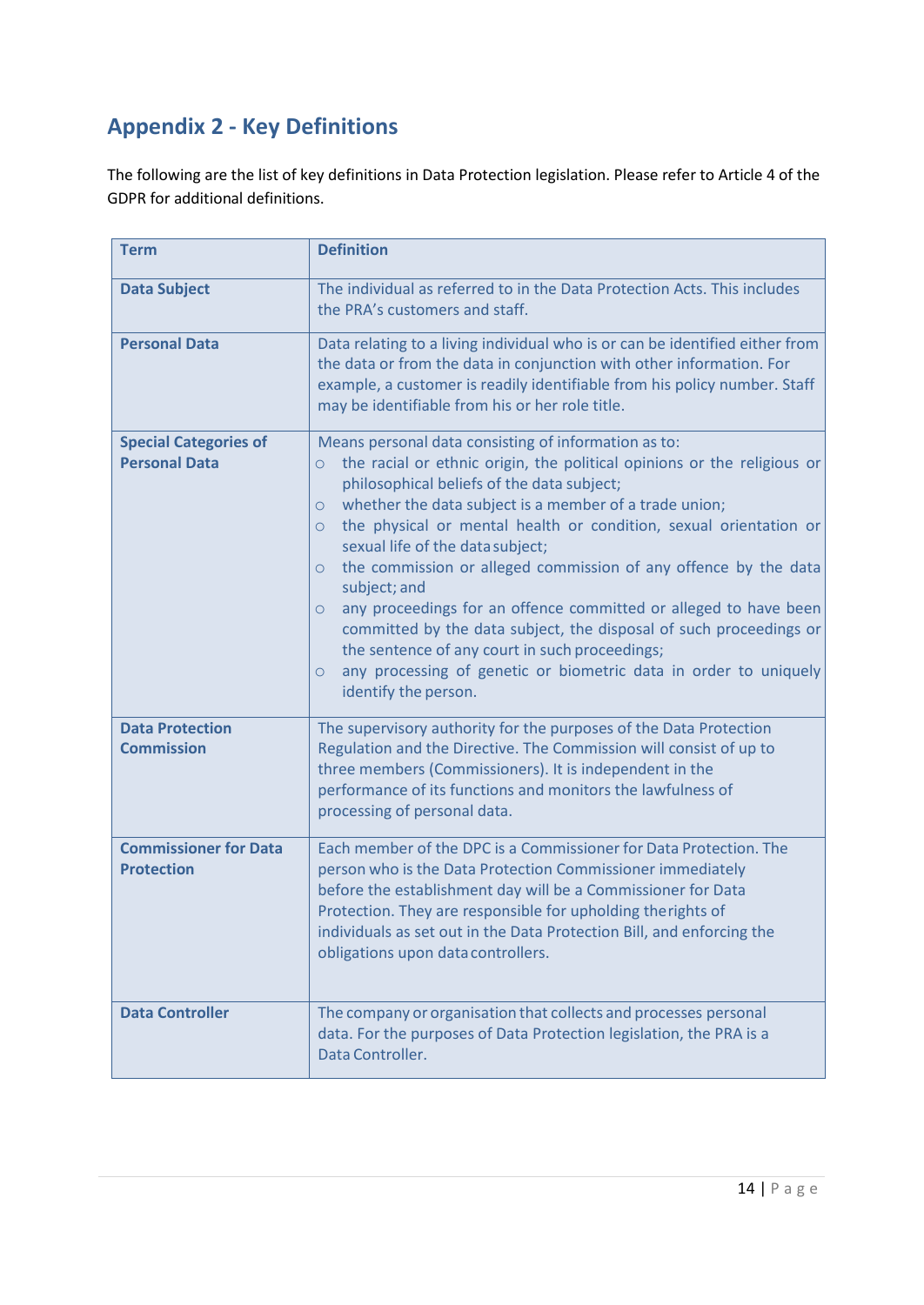## Appendix 2 - Key Definitions

The following are the list of key definitions in Data Protection legislation. Please refer to Article 4 of the GDPR for additional definitions.

| Term | Definition |
| --- | --- |
| **Data Subject** | The individual as referred to in the Data Protection Acts. This includes the PRA's customers and staff. |
| **Personal Data** | Data relating to a living individual who is or can be identified either from the data or from the data in conjunction with other information. For example, a customer is readily identifiable from his policy number. Staff may be identifiable from his or her role title. |
| **Special Categories of Personal Data** | Means personal data consisting of information as to:<br>○ the racial or ethnic origin, the political opinions or the religious or philosophical beliefs of the data subject;<br>○ whether the data subject is a member of a trade union;<br>○ the physical or mental health or condition, sexual orientation or sexual life of the data subject;<br>○ the commission or alleged commission of any offence by the data subject; and<br>○ any proceedings for an offence committed or alleged to have been committed by the data subject, the disposal of such proceedings or the sentence of any court in such proceedings;<br>○ any processing of genetic or biometric data in order to uniquely identify the person. |
| **Data Protection Commission** | The supervisory authority for the purposes of the Data Protection Regulation and the Directive. The Commission will consist of up to three members (Commissioners). It is independent in the performance of its functions and monitors the lawfulness of processing of personal data. |
| **Commissioner for Data Protection** | Each member of the DPC is a Commissioner for Data Protection. The person who is the Data Protection Commissioner immediately before the establishment day will be a Commissioner for Data Protection. They are responsible for upholding the rights of individuals as set out in the Data Protection Bill, and enforcing the obligations upon data controllers. |
| **Data Controller** | The company or organisation that collects and processes personal data. For the purposes of Data Protection legislation, the PRA is a Data Controller. |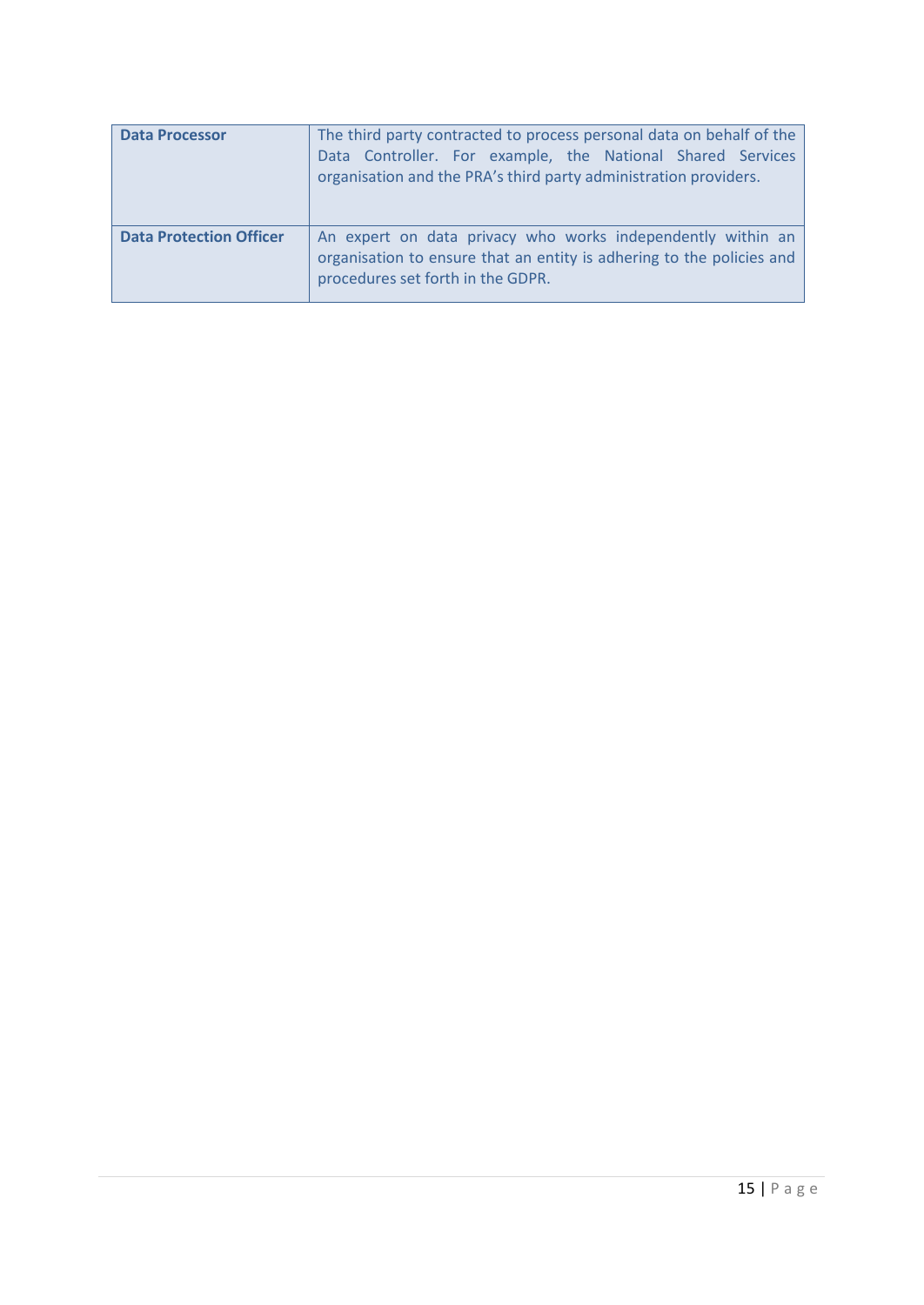| | |
|---|---|
| **Data Processor** | The third party contracted to process personal data on behalf of the Data Controller. For example, the National Shared Services organisation and the PRA's third party administration providers. |
| **Data Protection Officer** | An expert on data privacy who works independently within an organisation to ensure that an entity is adhering to the policies and procedures set forth in the GDPR. |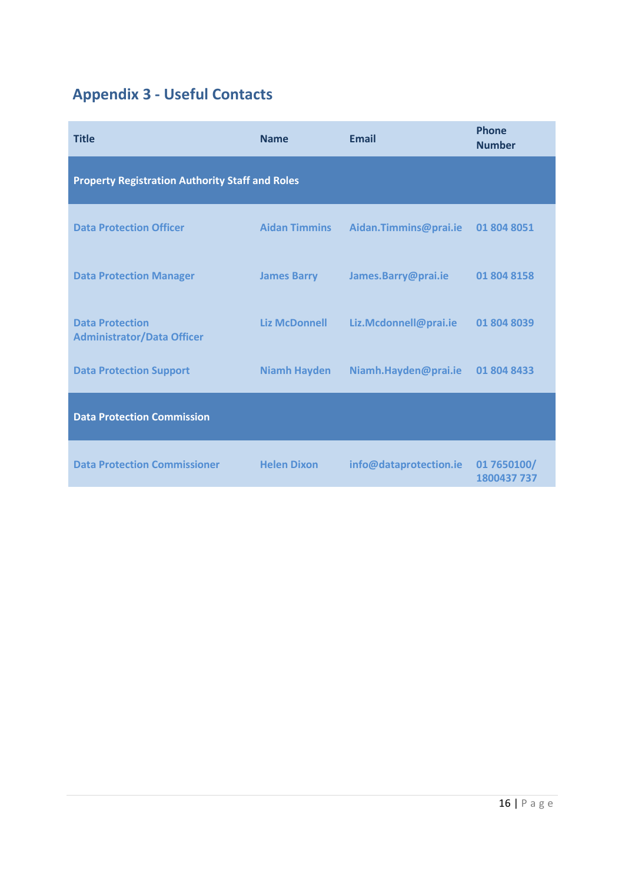## Appendix 3 - Useful Contacts

| Title | Name | Email | Phone Number |
|---|---|---|---|
| **Property Registration Authority Staff and Roles** | | | |
| Data Protection Officer | Aidan Timmins | Aidan.Timmins@prai.ie | 01 804 8051 |
| Data Protection Manager | James Barry | James.Barry@prai.ie | 01 804 8158 |
| Data Protection Administrator/Data Officer | Liz McDonnell | Liz.Mcdonnell@prai.ie | 01 804 8039 |
| Data Protection Support | Niamh Hayden | Niamh.Hayden@prai.ie | 01 804 8433 |
| **Data Protection Commission** | | | |
| Data Protection Commissioner | Helen Dixon | info@dataprotection.ie | 01 7650100/ 1800437 737 |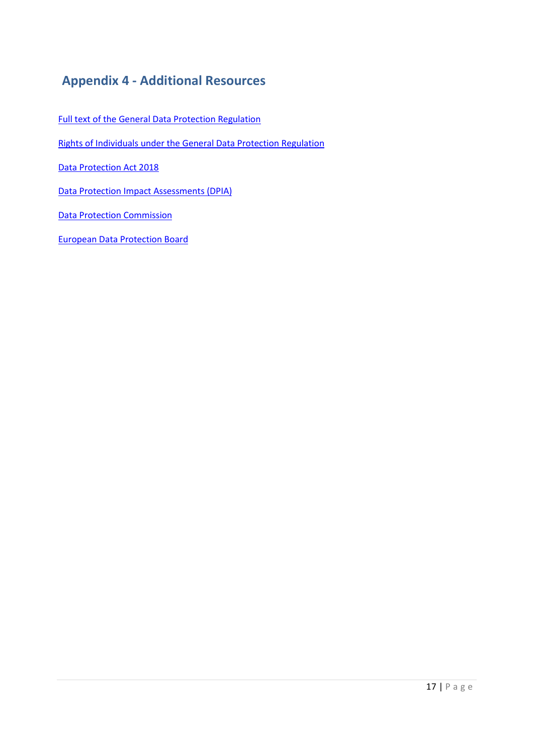# Appendix 4 - Additional Resources

Full text of the General Data Protection Regulation

Rights of Individuals under the General Data Protection Regulation

Data Protection Act 2018

Data Protection Impact Assessments (DPIA)

Data Protection Commission

European Data Protection Board